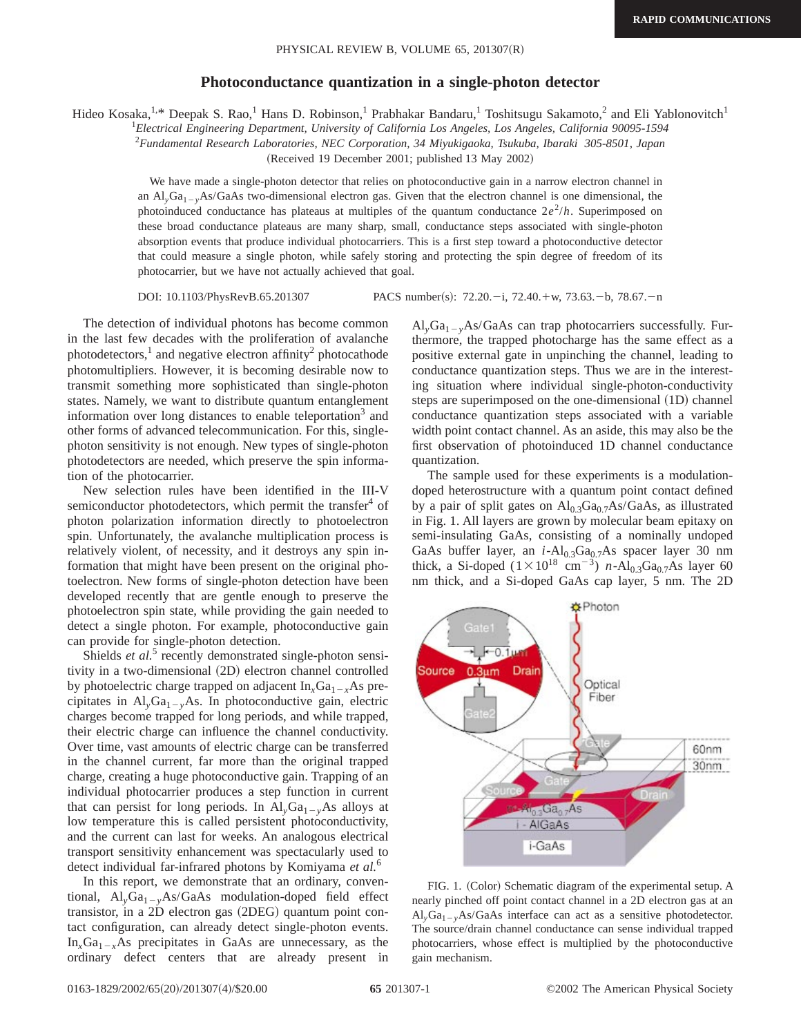# Photoconductance quantization in a single-photon detector

Hideo Kosaka,[1,*] Deepak S. Rao,[1] Hans D. Robinson,[1] Prabhakar Bandaru,[1] Toshitsugu Sakamoto,[2] and Eli Yablonovitch[1]

[1]*Electrical Engineering Department, University of California Los Angeles, Los Angeles, California 90095-1594*
[2]*Fundamental Research Laboratories, NEC Corporation, 34 Miyukigaoka, Tsukuba, Ibaraki 305-8501, Japan*

(Received 19 December 2001; published 13 May 2002)

We have made a single-photon detector that relies on photoconductive gain in a narrow electron channel in an $Al_yGa_{1-y}As/GaAs$ two-dimensional electron gas. Given that the electron channel is one dimensional, the photoinduced conductance has plateaus at multiples of the quantum conductance $2e^2/h$. Superimposed on these broad conductance plateaus are many sharp, small, conductance steps associated with single-photon absorption events that produce individual photocarriers. This is a first step toward a photoconductive detector that could measure a single photon, while safely storing and protecting the spin degree of freedom of its photocarrier, but we have not actually achieved that goal.

DOI: 10.1103/PhysRevB.65.201307 PACS number(s): 72.20.−i, 72.40.+w, 73.63.−b, 78.67.−n

The detection of individual photons has become common in the last few decades with the proliferation of avalanche photodetectors,[1] and negative electron affinity[2] photocathode photomultipliers. However, it is becoming desirable now to transmit something more sophisticated than single-photon states. Namely, we want to distribute quantum entanglement information over long distances to enable teleportation[3] and other forms of advanced telecommunication. For this, single-photon sensitivity is not enough. New types of single-photon photodetectors are needed, which preserve the spin information of the photocarrier.

New selection rules have been identified in the III-V semiconductor photodetectors, which permit the transfer[4] of photon polarization information directly to photoelectron spin. Unfortunately, the avalanche multiplication process is relatively violent, of necessity, and it destroys any spin information that might have been present on the original photoelectron. New forms of single-photon detection have been developed recently that are gentle enough to preserve the photoelectron spin state, while providing the gain needed to detect a single photon. For example, photoconductive gain can provide for single-photon detection.

Shields *et al.*[5] recently demonstrated single-photon sensitivity in a two-dimensional (2D) electron channel controlled by photoelectric charge trapped on adjacent $In_xGa_{1-x}As$ precipitates in $Al_yGa_{1-y}As$. In photoconductive gain, electric charges become trapped for long periods, and while trapped, their electric charge can influence the channel conductivity. Over time, vast amounts of electric charge can be transferred in the channel current, far more than the original trapped charge, creating a huge photoconductive gain. Trapping of an individual photocarrier produces a step function in current that can persist for long periods. In $Al_yGa_{1-y}As$ alloys at low temperature this is called persistent photoconductivity, and the current can last for weeks. An analogous electrical transport sensitivity enhancement was spectacularly used to detect individual far-infrared photons by Komiyama *et al.*[6]

In this report, we demonstrate that an ordinary, conventional, $Al_yGa_{1-y}As/GaAs$ modulation-doped field effect transistor, in a 2D electron gas (2DEG) quantum point contact configuration, can already detect single-photon events. $In_xGa_{1-x}As$ precipitates in GaAs are unnecessary, as the ordinary defect centers that are already present in $Al_yGa_{1-y}As/GaAs$ can trap photocarriers successfully. Furthermore, the trapped photocharge has the same effect as a positive external gate in unpinching the channel, leading to conductance quantization steps. Thus we are in the interesting situation where individual single-photon-conductivity steps are superimposed on the one-dimensional (1D) channel conductance quantization steps associated with a variable width point contact channel. As an aside, this may also be the first observation of photoinduced 1D channel conductance quantization.

The sample used for these experiments is a modulation-doped heterostructure with a quantum point contact defined by a pair of split gates on $Al_{0.3}Ga_{0.7}As/GaAs$, as illustrated in Fig. 1. All layers are grown by molecular beam epitaxy on semi-insulating GaAs, consisting of a nominally undoped GaAs buffer layer, an $i$-$Al_{0.3}Ga_{0.7}As$ spacer layer 30 nm thick, a Si-doped ($1\times10^{18}$ cm$^{-3}$) $n$-$Al_{0.3}Ga_{0.7}As$ layer 60 nm thick, and a Si-doped GaAs cap layer, 5 nm. The 2D

FIG. 1. (Color) Schematic diagram of the experimental setup. A nearly pinched off point contact channel in a 2D electron gas at an $Al_yGa_{1-y}As/GaAs$ interface can act as a sensitive photodetector. The source/drain channel conductance can sense individual trapped photocarriers, whose effect is multiplied by the photoconductive gain mechanism.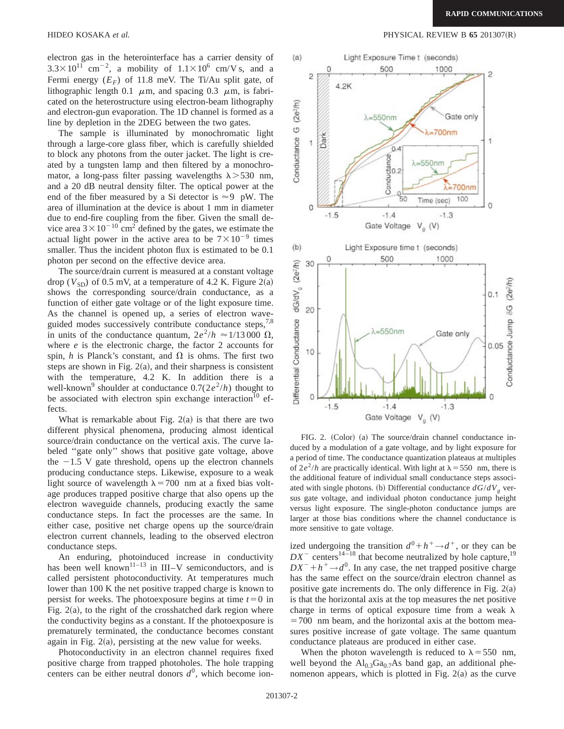electron gas in the heterointerface has a carrier density of $3.3\times10^{11}$ cm$^{-2}$, a mobility of $1.1\times10^{6}$ cm/V s, and a Fermi energy ($E_F$) of 11.8 meV. The Ti/Au split gate, of lithographic length 0.1 $\mu$m, and spacing 0.3 $\mu$m, is fabricated on the heterostructure using electron-beam lithography and electron-gun evaporation. The 1D channel is formed as a line by depletion in the 2DEG between the two gates.

The sample is illuminated by monochromatic light through a large-core glass fiber, which is carefully shielded to block any photons from the outer jacket. The light is created by a tungsten lamp and then filtered by a monochromator, a long-pass filter passing wavelengths $\lambda>530$ nm, and a 20 dB neutral density filter. The optical power at the end of the fiber measured by a Si detector is $\approx 9$ pW. The area of illumination at the device is about 1 mm in diameter due to end-fire coupling from the fiber. Given the small device area $3\times10^{-10}$ cm$^2$ defined by the gates, we estimate the actual light power in the active area to be $7\times10^{-9}$ times smaller. Thus the incident photon flux is estimated to be 0.1 photon per second on the effective device area.

The source/drain current is measured at a constant voltage drop ($V_{\mathrm{SD}}$) of 0.5 mV, at a temperature of 4.2 K. Figure 2(a) shows the corresponding source/drain conductance, as a function of either gate voltage or of the light exposure time. As the channel is opened up, a series of electron waveguided modes successively contribute conductance steps,[7,8] in units of the conductance quantum, $2e^2/h\approx 1/13\,000\ \Omega$, where $e$ is the electronic charge, the factor 2 accounts for spin, $h$ is Planck's constant, and $\Omega$ is ohms. The first two steps are shown in Fig. 2(a), and their sharpness is consistent with the temperature, 4.2 K. In addition there is a well-known[9] shoulder at conductance $0.7(2e^2/h)$ thought to be associated with electron spin exchange interaction[10] effects.

What is remarkable about Fig. 2(a) is that there are two different physical phenomena, producing almost identical source/drain conductance on the vertical axis. The curve labeled "gate only" shows that positive gate voltage, above the $-1.5$ V gate threshold, opens up the electron channels producing conductance steps. Likewise, exposure to a weak light source of wavelength $\lambda=700$ nm at a fixed bias voltage produces trapped positive charge that also opens up the electron waveguide channels, producing exactly the same conductance steps. In fact the processes are the same. In either case, positive net charge opens up the source/drain electron current channels, leading to the observed electron conductance steps.

An enduring, photoinduced increase in conductivity has been well known[11–13] in III–V semiconductors, and is called persistent photoconductivity. At temperatures much lower than 100 K the net positive trapped charge is known to persist for weeks. The photoexposure begins at time $t=0$ in Fig. 2(a), to the right of the crosshatched dark region where the conductivity begins as a constant. If the photoexposure is prematurely terminated, the conductance becomes constant again in Fig. 2(a), persisting at the new value for weeks.

Photoconductivity in an electron channel requires fixed positive charge from trapped photoholes. The hole trapping centers can be either neutral donors $d^0$, which become ionized undergoing the transition $d^0+h^+\rightarrow d^+$, or they can be $DX^-$ centers[14–18] that become neutralized by hole capture,[19] $DX^-+h^+\rightarrow d^0$. In any case, the net trapped positive charge has the same effect on the source/drain electron channel as positive gate increments do. The only difference in Fig. 2(a) is that the horizontal axis at the top measures the net positive charge in terms of optical exposure time from a weak $\lambda=700$ nm beam, and the horizontal axis at the bottom measures positive increase of gate voltage. The same quantum conductance plateaus are produced in either case.

FIG. 2. (Color) (a) The source/drain channel conductance induced by a modulation of a gate voltage, and by light exposure for a period of time. The conductance quantization plateaus at multiples of $2e^2/h$ are practically identical. With light at $\lambda=550$ nm, there is the additional feature of individual small conductance steps associated with single photons. (b) Differential conductance $dG/dV_g$ versus gate voltage, and individual photon conductance jump height versus light exposure. The single-photon conductance jumps are larger at those bias conditions where the channel conductance is more sensitive to gate voltage.

When the photon wavelength is reduced to $\lambda=550$ nm, well beyond the $Al_{0.3}Ga_{0.7}As$ band gap, an additional phenomenon appears, which is plotted in Fig. 2(a) as the curve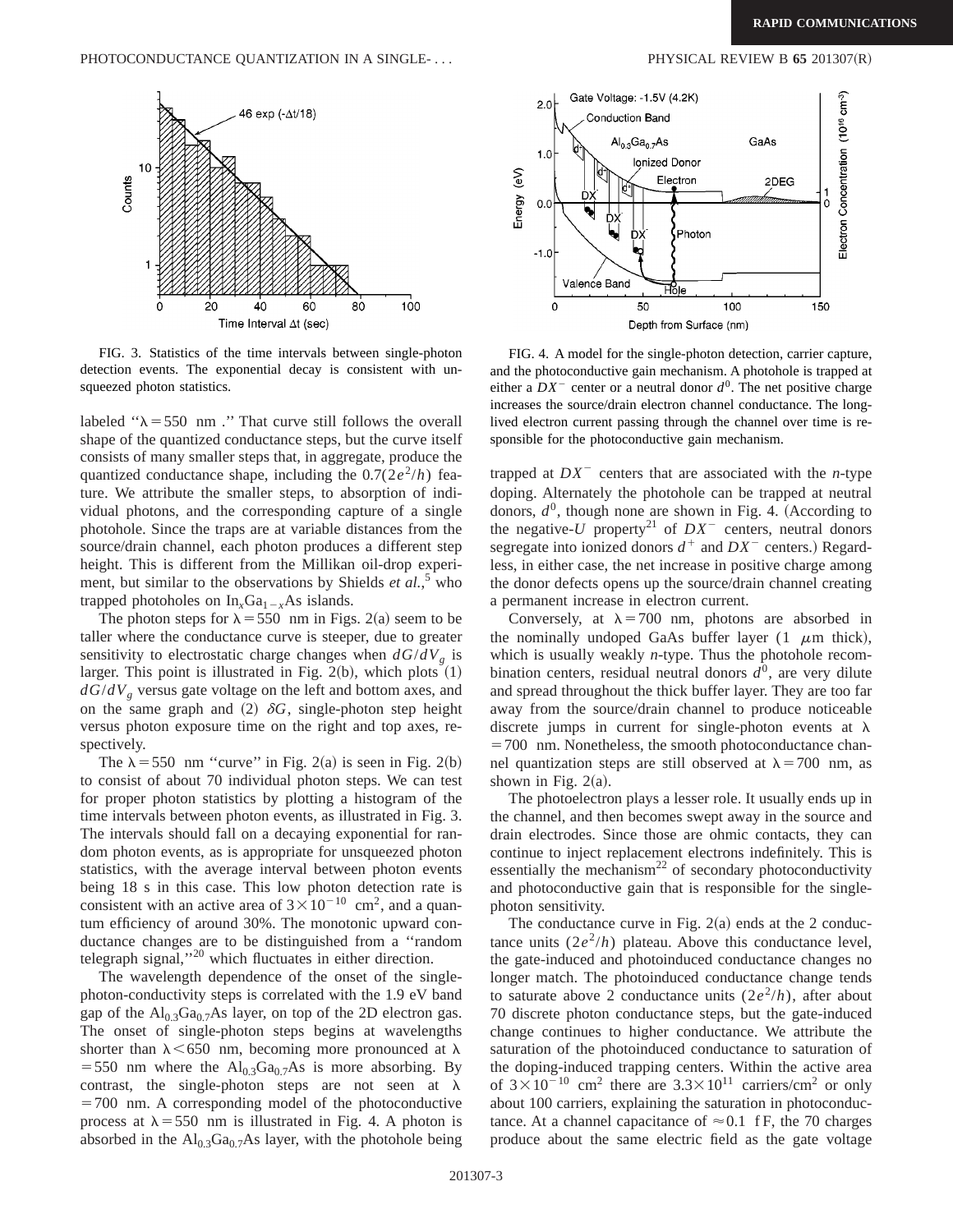FIG. 3. Statistics of the time intervals between single-photon detection events. The exponential decay is consistent with unsqueezed photon statistics.

FIG. 4. A model for the single-photon detection, carrier capture, and the photoconductive gain mechanism. A photohole is trapped at either a $DX^-$ center or a neutral donor $d^0$. The net positive charge increases the source/drain electron channel conductance. The long-lived electron current passing through the channel over time is responsible for the photoconductive gain mechanism.

labeled "$\lambda = 550$ nm." That curve still follows the overall shape of the quantized conductance steps, but the curve itself consists of many smaller steps that, in aggregate, produce the quantized conductance shape, including the $0.7(2e^2/h)$ feature. We attribute the smaller steps, to absorption of individual photons, and the corresponding capture of a single photohole. Since the traps are at variable distances from the source/drain channel, each photon produces a different step height. This is different from the Millikan oil-drop experiment, but similar to the observations by Shields *et al.*,[5] who trapped photoholes on $In_xGa_{1-x}As$ islands.

The photon steps for $\lambda = 550$ nm in Figs. 2(a) seem to be taller where the conductance curve is steeper, due to greater sensitivity to electrostatic charge changes when $dG/dV_g$ is larger. This point is illustrated in Fig. 2(b), which plots (1) $dG/dV_g$ versus gate voltage on the left and bottom axes, and on the same graph and (2) $\delta G$, single-photon step height versus photon exposure time on the right and top axes, respectively.

The $\lambda = 550$ nm "curve" in Fig. 2(a) is seen in Fig. 2(b) to consist of about 70 individual photon steps. We can test for proper photon statistics by plotting a histogram of the time intervals between photon events, as illustrated in Fig. 3. The intervals should fall on a decaying exponential for random photon events, as is appropriate for unsqueezed photon statistics, with the average interval between photon events being 18 s in this case. This low photon detection rate is consistent with an active area of $3 \times 10^{-10}$ cm$^2$, and a quantum efficiency of around 30%. The monotonic upward conductance changes are to be distinguished from a "random telegraph signal,"[20] which fluctuates in either direction.

The wavelength dependence of the onset of the single-photon-conductivity steps is correlated with the 1.9 eV band gap of the $Al_{0.3}Ga_{0.7}As$ layer, on top of the 2D electron gas. The onset of single-photon steps begins at wavelengths shorter than $\lambda < 650$ nm, becoming more pronounced at $\lambda = 550$ nm where the $Al_{0.3}Ga_{0.7}As$ is more absorbing. By contrast, the single-photon steps are not seen at $\lambda = 700$ nm. A corresponding model of the photoconductive process at $\lambda = 550$ nm is illustrated in Fig. 4. A photon is absorbed in the $Al_{0.3}Ga_{0.7}As$ layer, with the photohole being trapped at $DX^-$ centers that are associated with the *n*-type doping. Alternately the photohole can be trapped at neutral donors, $d^0$, though none are shown in Fig. 4. (According to the negative-$U$ property[21] of $DX^-$ centers, neutral donors segregate into ionized donors $d^+$ and $DX^-$ centers.) Regardless, in either case, the net increase in positive charge among the donor defects opens up the source/drain channel creating a permanent increase in electron current.

Conversely, at $\lambda = 700$ nm, photons are absorbed in the nominally undoped GaAs buffer layer (1 $\mu$m thick), which is usually weakly *n*-type. Thus the photohole recombination centers, residual neutral donors $d^0$, are very dilute and spread throughout the thick buffer layer. They are too far away from the source/drain channel to produce noticeable discrete jumps in current for single-photon events at $\lambda = 700$ nm. Nonetheless, the smooth photoconductance channel quantization steps are still observed at $\lambda = 700$ nm, as shown in Fig. 2(a).

The photoelectron plays a lesser role. It usually ends up in the channel, and then becomes swept away in the source and drain electrodes. Since those are ohmic contacts, they can continue to inject replacement electrons indefinitely. This is essentially the mechanism[22] of secondary photoconductivity and photoconductive gain that is responsible for the single-photon sensitivity.

The conductance curve in Fig. 2(a) ends at the 2 conductance units $(2e^2/h)$ plateau. Above this conductance level, the gate-induced and photoinduced conductance changes no longer match. The photoinduced conductance change tends to saturate above 2 conductance units $(2e^2/h)$, after about 70 discrete photon conductance steps, but the gate-induced change continues to higher conductance. We attribute the saturation of the photoinduced conductance to saturation of the doping-induced trapping centers. Within the active area of $3 \times 10^{-10}$ cm$^2$ there are $3.3 \times 10^{11}$ carriers/cm$^2$ or only about 100 carriers, explaining the saturation in photoconductance. At a channel capacitance of $\approx 0.1$ fF, the 70 charges produce about the same electric field as the gate voltage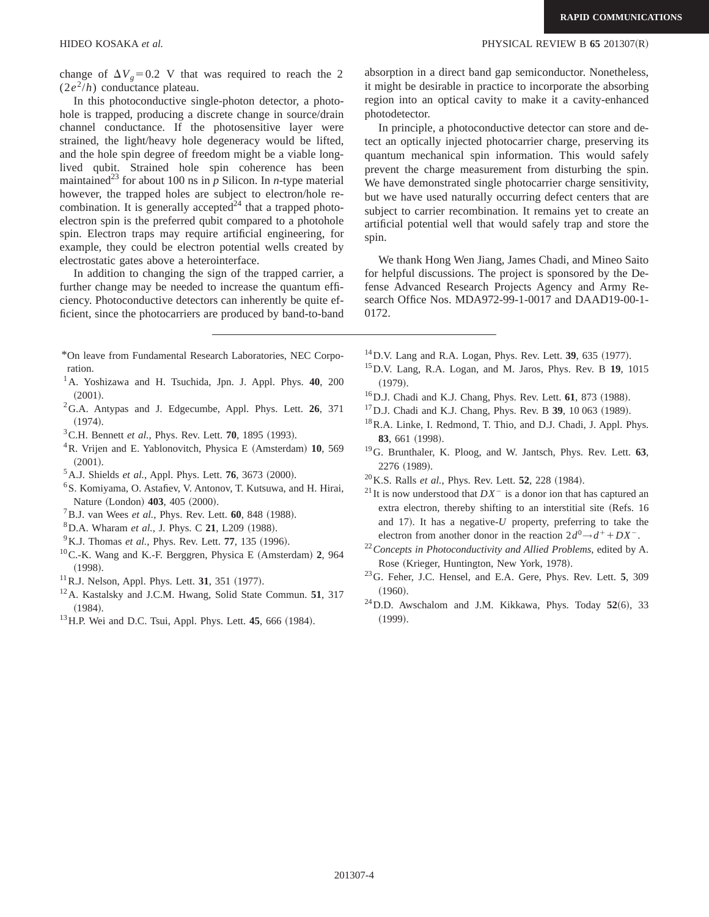change of $\Delta V_g = 0.2$ V that was required to reach the 2 $(2e^2/h)$ conductance plateau.

In this photoconductive single-photon detector, a photohole is trapped, producing a discrete change in source/drain channel conductance. If the photosensitive layer were strained, the light/heavy hole degeneracy would be lifted, and the hole spin degree of freedom might be a viable long-lived qubit. Strained hole spin coherence has been maintained[23] for about 100 ns in *p* Silicon. In *n*-type material however, the trapped holes are subject to electron/hole recombination. It is generally accepted[24] that a trapped photoelectron spin is the preferred qubit compared to a photohole spin. Electron traps may require artificial engineering, for example, they could be electron potential wells created by electrostatic gates above a heterointerface.

In addition to changing the sign of the trapped carrier, a further change may be needed to increase the quantum efficiency. Photoconductive detectors can inherently be quite efficient, since the photocarriers are produced by band-to-band absorption in a direct band gap semiconductor. Nonetheless, it might be desirable in practice to incorporate the absorbing region into an optical cavity to make it a cavity-enhanced photodetector.

In principle, a photoconductive detector can store and detect an optically injected photocarrier charge, preserving its quantum mechanical spin information. This would safely prevent the charge measurement from disturbing the spin. We have demonstrated single photocarrier charge sensitivity, but we have used naturally occurring defect centers that are subject to carrier recombination. It remains yet to create an artificial potential well that would safely trap and store the spin.

We thank Hong Wen Jiang, James Chadi, and Mineo Saito for helpful discussions. The project is sponsored by the Defense Advanced Research Projects Agency and Army Research Office Nos. MDA972-99-1-0017 and DAAD19-00-1-0172.

---

*On leave from Fundamental Research Laboratories, NEC Corporation.

[1] A. Yoshizawa and H. Tsuchida, Jpn. J. Appl. Phys. **40**, 200 (2001).

[2] G.A. Antypas and J. Edgecumbe, Appl. Phys. Lett. **26**, 371 (1974).

[3] C.H. Bennett *et al.*, Phys. Rev. Lett. **70**, 1895 (1993).

[4] R. Vrijen and E. Yablonovitch, Physica E (Amsterdam) **10**, 569 (2001).

[5] A.J. Shields *et al.*, Appl. Phys. Lett. **76**, 3673 (2000).

[6] S. Komiyama, O. Astafiev, V. Antonov, T. Kutsuwa, and H. Hirai, Nature (London) **403**, 405 (2000).

[7] B.J. van Wees *et al.*, Phys. Rev. Lett. **60**, 848 (1988).

[8] D.A. Wharam *et al.*, J. Phys. C **21**, L209 (1988).

[9] K.J. Thomas *et al.*, Phys. Rev. Lett. **77**, 135 (1996).

[10] C.-K. Wang and K.-F. Berggren, Physica E (Amsterdam) **2**, 964 (1998).

[11] R.J. Nelson, Appl. Phys. Lett. **31**, 351 (1977).

[12] A. Kastalsky and J.C.M. Hwang, Solid State Commun. **51**, 317 (1984).

[13] H.P. Wei and D.C. Tsui, Appl. Phys. Lett. **45**, 666 (1984).

[14] D.V. Lang and R.A. Logan, Phys. Rev. Lett. **39**, 635 (1977).

[15] D.V. Lang, R.A. Logan, and M. Jaros, Phys. Rev. B **19**, 1015 (1979).

[16] D.J. Chadi and K.J. Chang, Phys. Rev. Lett. **61**, 873 (1988).

[17] D.J. Chadi and K.J. Chang, Phys. Rev. B **39**, 10 063 (1989).

[18] R.A. Linke, I. Redmond, T. Thio, and D.J. Chadi, J. Appl. Phys. **83**, 661 (1998).

[19] G. Brunthaler, K. Ploog, and W. Jantsch, Phys. Rev. Lett. **63**, 2276 (1989).

[20] K.S. Ralls *et al.*, Phys. Rev. Lett. **52**, 228 (1984).

[21] It is now understood that $DX^-$ is a donor ion that has captured an extra electron, thereby shifting to an interstitial site (Refs. 16 and 17). It has a negative-$U$ property, preferring to take the electron from another donor in the reaction $2d^0 \rightarrow d^+ + DX^-$.

[22] *Concepts in Photoconductivity and Allied Problems*, edited by A. Rose (Krieger, Huntington, New York, 1978).

[23] G. Feher, J.C. Hensel, and E.A. Gere, Phys. Rev. Lett. **5**, 309 (1960).

[24] D.D. Awschalom and J.M. Kikkawa, Phys. Today **52**(6), 33 (1999).